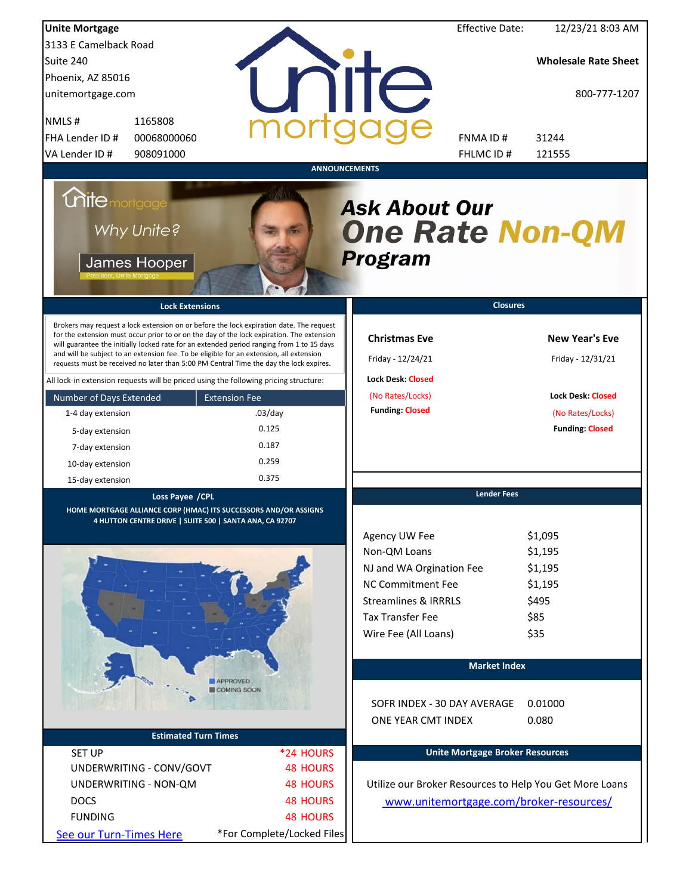**Unite Mortgage**
3133 E Camelback Road
Suite 240
Phoenix, AZ 85016
unitemortgage.com

| | |
|---|---|
| NMLS # | 1165808 |
| FHA Lender ID # | 00068000060 |
| VA Lender ID # | 908091000 |

Effective Date: 12/23/21 8:03 AM

**Wholesale Rate Sheet**

800-777-1207

| | |
|---|---|
| FNMA ID # | 31244 |
| FHLMC ID # | 121555 |

## ANNOUNCEMENTS

Why Unite?

James Hooper
President, Unite Mortgage

***Ask About Our One Rate Non-QM Program***

## Lock Extensions

Brokers may request a lock extension on or before the lock expiration date. The request for the extension must occur prior to or on the day of the lock expiration. The extension will guarantee the initially locked rate for an extended period ranging from 1 to 15 days and will be subject to an extension fee. To be eligible for an extension, all extension requests must be received no later than 5:00 PM Central Time the day the lock expires.

All lock-in extension requests will be priced using the following pricing structure:

| Number of Days Extended | Extension Fee |
|---|---|
| 1-4 day extension | .03/day |
| 5-day extension | 0.125 |
| 7-day extension | 0.187 |
| 10-day extension | 0.259 |
| 15-day extension | 0.375 |

## Closures

**Christmas Eve**
Friday - 12/24/21
**Lock Desk:** Closed
(No Rates/Locks)
**Funding:** Closed

**New Year's Eve**
Friday - 12/31/21
**Lock Desk:** Closed
(No Rates/Locks)
**Funding:** Closed

## Loss Payee /CPL

**HOME MORTGAGE ALLIANCE CORP (HMAC) ITS SUCCESSORS AND/OR ASSIGNS**
**4 HUTTON CENTRE DRIVE | SUITE 500 | SANTA ANA, CA 92707**

APPROVED
COMING SOON

## Lender Fees

| | |
|---|---|
| Agency UW Fee | $1,095 |
| Non-QM Loans | $1,195 |
| NJ and WA Orgination Fee | $1,195 |
| NC Commitment Fee | $1,195 |
| Streamlines & IRRRLS | $495 |
| Tax Transfer Fee | $85 |
| Wire Fee (All Loans) | $35 |

## Market Index

| | |
|---|---|
| SOFR INDEX - 30 DAY AVERAGE | 0.01000 |
| ONE YEAR CMT INDEX | 0.080 |

## Estimated Turn Times

| | |
|---|---|
| SET UP | *24 HOURS |
| UNDERWRITING - CONV/GOVT | 48 HOURS |
| UNDERWRITING - NON-QM | 48 HOURS |
| DOCS | 48 HOURS |
| FUNDING | 48 HOURS |

See our Turn-Times Here

*For Complete/Locked Files

## Unite Mortgage Broker Resources

Utilize our Broker Resources to Help You Get More Loans

www.unitemortgage.com/broker-resources/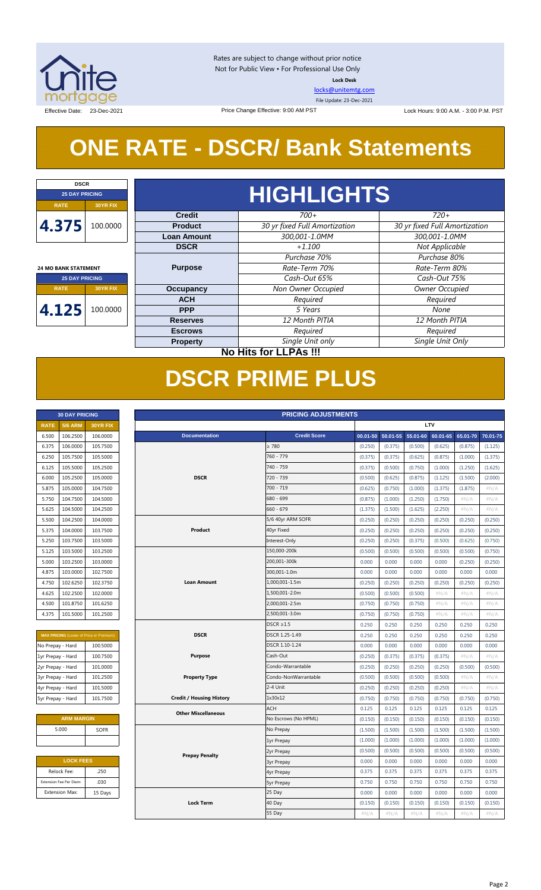Rates are subject to change without prior notice
Not for Public View • For Professional Use Only
**Lock Desk**
locks@unitemtg.com
File Update: 23-Dec-2021

Effective Date: 23-Dec-2021 | Price Change Effective: 9:00 AM PST | Lock Hours: 9:00 A.M. - 3:00 P.M. PST

# ONE RATE - DSCR/ Bank Statements

| DSCR | |
|---|---|
| 25 DAY PRICING | |
| RATE | 30YR FIX |
| 4.375 | 100.0000 |

| 24 MO BANK STATEMENT | |
|---|---|
| 25 DAY PRICING | |
| RATE | 30YR FIX |
| 4.125 | 100.0000 |

## HIGHLIGHTS

| | | |
|---|---|---|
| **Credit** | 700+ | 720+ |
| **Product** | 30 yr fixed Full Amortization | 30 yr fixed Full Amortization |
| **Loan Amount** | 300,001-1.0MM | 300,001-1.0MM |
| **DSCR** | +1.100 | Not Applicable |
| **Purpose** | Purchase 70% | Purchase 80% |
| | Rate-Term 70% | Rate-Term 80% |
| | Cash-Out 65% | Cash-Out 75% |
| **Occupancy** | Non Owner Occupied | Owner Occupied |
| **ACH** | Required | Required |
| **PPP** | 5 Years | None |
| **Reserves** | 12 Month PITIA | 12 Month PITIA |
| **Escrows** | Required | Required |
| **Property** | Single Unit only | Single Unit Only |

**No Hits for LLPAs !!!**

# DSCR PRIME PLUS

| 30 DAY PRICING | | |
|---|---|---|
| RATE | 5/6 ARM | 30YR FIX |
| 6.500 | 106.2500 | 106.0000 |
| 6.375 | 106.0000 | 105.7500 |
| 6.250 | 105.7500 | 105.5000 |
| 6.125 | 105.5000 | 105.2500 |
| 6.000 | 105.2500 | 105.0000 |
| 5.875 | 105.0000 | 104.7500 |
| 5.750 | 104.7500 | 104.5000 |
| 5.625 | 104.5000 | 104.2500 |
| 5.500 | 104.2500 | 104.0000 |
| 5.375 | 104.0000 | 103.7500 |
| 5.250 | 103.7500 | 103.5000 |
| 5.125 | 103.5000 | 103.2500 |
| 5.000 | 103.2500 | 103.0000 |
| 4.875 | 103.0000 | 102.7500 |
| 4.750 | 102.6250 | 102.3750 |
| 4.625 | 102.2500 | 102.0000 |
| 4.500 | 101.8750 | 101.6250 |
| 4.375 | 101.5000 | 101.2500 |

| MAX PRICING (Lower of Price or Premium) | |
|---|---|
| No Prepay - Hard | 100.5000 |
| 1yr Prepay - Hard | 100.7500 |
| 2yr Prepay - Hard | 101.0000 |
| 3yr Prepay - Hard | 101.2500 |
| 4yr Prepay - Hard | 101.5000 |
| 5yr Prepay - Hard | 101.7500 |

| ARM MARGIN | |
|---|---|
| 5.000 | SOFR |

| LOCK FEES | |
|---|---|
| Relock Fee: | .250 |
| Extension Fee Per Diem: | .030 |
| Extension Max: | 15 Days |

| PRICING ADJUSTMENTS | | LTV | | | | | |
|---|---|---|---|---|---|---|---|
| Documentation | Credit Score | 00.01-50 | 50.01-55 | 55.01-60 | 60.01-65 | 65.01-70 | 70.01-75 |
| DSCR | ≥ 780 | (0.250) | (0.375) | (0.500) | (0.625) | (0.875) | (1.125) |
| | 760 - 779 | (0.375) | (0.375) | (0.625) | (0.875) | (1.000) | (1.375) |
| | 740 - 759 | (0.375) | (0.500) | (0.750) | (1.000) | (1.250) | (1.625) |
| | 720 - 739 | (0.500) | (0.625) | (0.875) | (1.125) | (1.500) | (2.000) |
| | 700 - 719 | (0.625) | (0.750) | (1.000) | (1.375) | (1.875) | #N/A |
| | 680 - 699 | (0.875) | (1.000) | (1.250) | (1.750) | #N/A | #N/A |
| | 660 - 679 | (1.375) | (1.500) | (1.625) | (2.250) | #N/A | #N/A |
| Product | 5/6 40yr ARM SOFR | (0.250) | (0.250) | (0.250) | (0.250) | (0.250) | (0.250) |
| | 40yr Fixed | (0.250) | (0.250) | (0.250) | (0.250) | (0.250) | (0.250) |
| | Interest-Only | (0.250) | (0.250) | (0.375) | (0.500) | (0.625) | (0.750) |
| Loan Amount | 150,000-200k | (0.500) | (0.500) | (0.500) | (0.500) | (0.500) | (0.500) |
| | 200,001-300k | 0.000 | 0.000 | 0.000 | 0.000 | (0.250) | (0.250) |
| | 300,001-1.0m | 0.000 | 0.000 | 0.000 | 0.000 | 0.000 | 0.000 |
| | 1,000,001-1.5m | (0.250) | (0.250) | (0.250) | (0.250) | (0.250) | (0.250) |
| | 1,500,001-2.0m | (0.500) | (0.500) | (0.500) | #N/A | #N/A | #N/A |
| | 2,000,001-2.5m | (0.750) | (0.750) | (0.750) | #N/A | #N/A | #N/A |
| | 2,500,001-3.0m | (0.750) | (0.750) | (0.750) | #N/A | #N/A | #N/A |
| DSCR | DSCR ≥1.5 | 0.250 | 0.250 | 0.250 | 0.250 | 0.250 | 0.250 |
| | DSCR 1.25-1.49 | 0.250 | 0.250 | 0.250 | 0.250 | 0.250 | 0.250 |
| | DSCR 1.10-1.24 | 0.000 | 0.000 | 0.000 | 0.000 | 0.000 | 0.000 |
| Purpose | Cash-Out | (0.250) | (0.375) | (0.375) | (0.375) | #N/A | #N/A |
| Property Type | Condo-Warrantable | (0.250) | (0.250) | (0.250) | (0.250) | (0.500) | (0.500) |
| | Condo-NonWarrantable | (0.500) | (0.500) | (0.500) | (0.500) | #N/A | #N/A |
| | 2-4 Unit | (0.250) | (0.250) | (0.250) | (0.250) | #N/A | #N/A |
| Credit / Housing History | 1x30x12 | (0.750) | (0.750) | (0.750) | (0.750) | (0.750) | (0.750) |
| Other Miscellaneous | ACH | 0.125 | 0.125 | 0.125 | 0.125 | 0.125 | 0.125 |
| | No Escrows (No HPML) | (0.150) | (0.150) | (0.150) | (0.150) | (0.150) | (0.150) |
| Prepay Penalty | No Prepay | (1.500) | (1.500) | (1.500) | (1.500) | (1.500) | (1.500) |
| | 1yr Prepay | (1.000) | (1.000) | (1.000) | (1.000) | (1.000) | (1.000) |
| | 2yr Prepay | (0.500) | (0.500) | (0.500) | (0.500) | (0.500) | (0.500) |
| | 3yr Prepay | 0.000 | 0.000 | 0.000 | 0.000 | 0.000 | 0.000 |
| | 4yr Prepay | 0.375 | 0.375 | 0.375 | 0.375 | 0.375 | 0.375 |
| | 5yr Prepay | 0.750 | 0.750 | 0.750 | 0.750 | 0.750 | 0.750 |
| Lock Term | 25 Day | 0.000 | 0.000 | 0.000 | 0.000 | 0.000 | 0.000 |
| | 40 Day | (0.150) | (0.150) | (0.150) | (0.150) | (0.150) | (0.150) |
| | 55 Day | #N/A | #N/A | #N/A | #N/A | #N/A | #N/A |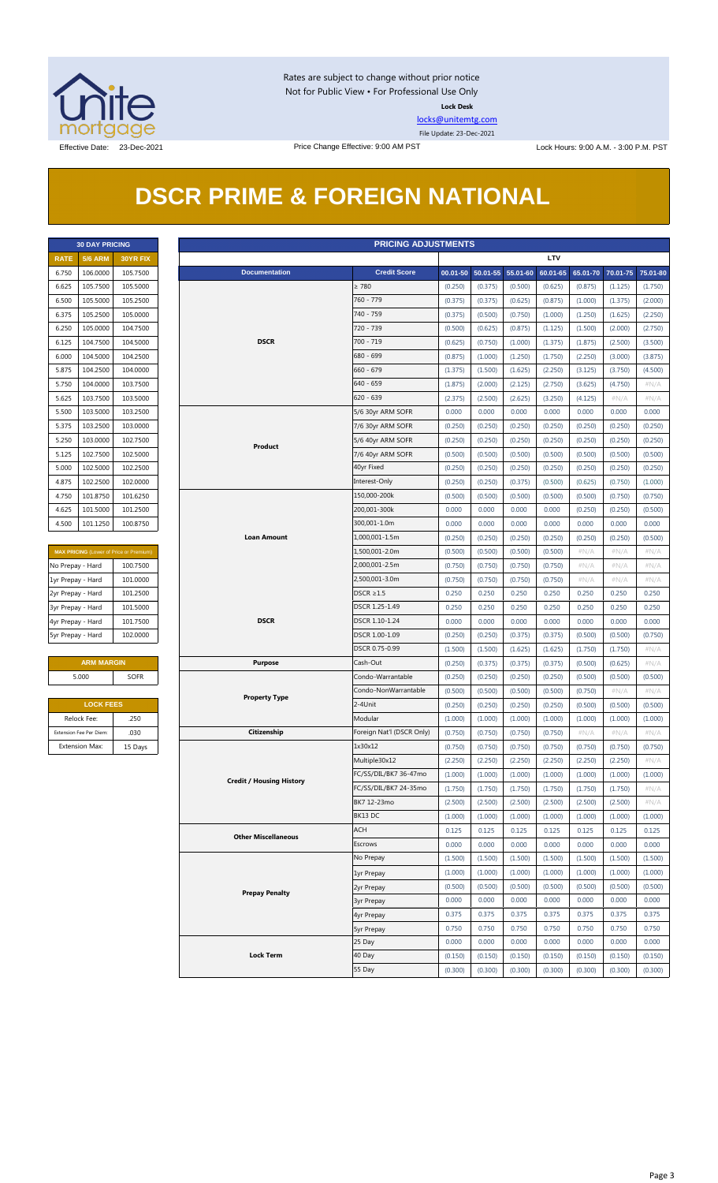Rates are subject to change without prior notice
Not for Public View • For Professional Use Only

**Lock Desk**

locks@unitemtg.com

File Update: 23-Dec-2021

Effective Date: 23-Dec-2021

Price Change Effective: 9:00 AM PST

Lock Hours: 9:00 A.M. - 3:00 P.M. PST

# DSCR PRIME & FOREIGN NATIONAL

| 30 DAY PRICING | | |
|---|---|---|
| RATE | 5/6 ARM | 30YR FIX |
| 6.750 | 106.0000 | 105.7500 |
| 6.625 | 105.7500 | 105.5000 |
| 6.500 | 105.5000 | 105.2500 |
| 6.375 | 105.2500 | 105.0000 |
| 6.250 | 105.0000 | 104.7500 |
| 6.125 | 104.7500 | 104.5000 |
| 6.000 | 104.5000 | 104.2500 |
| 5.875 | 104.2500 | 104.0000 |
| 5.750 | 104.0000 | 103.7500 |
| 5.625 | 103.7500 | 103.5000 |
| 5.500 | 103.5000 | 103.2500 |
| 5.375 | 103.2500 | 103.0000 |
| 5.250 | 103.0000 | 102.7500 |
| 5.125 | 102.7500 | 102.5000 |
| 5.000 | 102.5000 | 102.2500 |
| 4.875 | 102.2500 | 102.0000 |
| 4.750 | 101.8750 | 101.6250 |
| 4.625 | 101.5000 | 101.2500 |
| 4.500 | 101.1250 | 100.8750 |

| MAX PRICING (Lower of Price or Premium) | |
|---|---|
| No Prepay - Hard | 100.7500 |
| 1yr Prepay - Hard | 101.0000 |
| 2yr Prepay - Hard | 101.2500 |
| 3yr Prepay - Hard | 101.5000 |
| 4yr Prepay - Hard | 101.7500 |
| 5yr Prepay - Hard | 102.0000 |

| ARM MARGIN | |
|---|---|
| 5.000 | SOFR |

| LOCK FEES | |
|---|---|
| Relock Fee: | .250 |
| Extension Fee Per Diem: | .030 |
| Extension Max: | 15 Days |

| PRICING ADJUSTMENTS | | | | | | | | |
|---|---|---|---|---|---|---|---|---|
| | | LTV | | | | | | |
| Documentation | Credit Score | 00.01-50 | 50.01-55 | 55.01-60 | 60.01-65 | 65.01-70 | 70.01-75 | 75.01-80 |
| DSCR | ≥ 780 | (0.250) | (0.375) | (0.500) | (0.625) | (0.875) | (1.125) | (1.750) |
| | 760 - 779 | (0.375) | (0.375) | (0.625) | (0.875) | (1.000) | (1.375) | (2.000) |
| | 740 - 759 | (0.375) | (0.500) | (0.750) | (1.000) | (1.250) | (1.625) | (2.250) |
| | 720 - 739 | (0.500) | (0.625) | (0.875) | (1.125) | (1.500) | (2.000) | (2.750) |
| | 700 - 719 | (0.625) | (0.750) | (1.000) | (1.375) | (1.875) | (2.500) | (3.500) |
| | 680 - 699 | (0.875) | (1.000) | (1.250) | (1.750) | (2.250) | (3.000) | (3.875) |
| | 660 - 679 | (1.375) | (1.500) | (1.625) | (2.250) | (3.125) | (3.750) | (4.500) |
| | 640 - 659 | (1.875) | (2.000) | (2.125) | (2.750) | (3.625) | (4.750) | #N/A |
| | 620 - 639 | (2.375) | (2.500) | (2.625) | (3.250) | (4.125) | #N/A | #N/A |
| Product | 5/6 30yr ARM SOFR | 0.000 | 0.000 | 0.000 | 0.000 | 0.000 | 0.000 | 0.000 |
| | 7/6 30yr ARM SOFR | (0.250) | (0.250) | (0.250) | (0.250) | (0.250) | (0.250) | (0.250) |
| | 5/6 40yr ARM SOFR | (0.250) | (0.250) | (0.250) | (0.250) | (0.250) | (0.250) | (0.250) |
| | 7/6 40yr ARM SOFR | (0.500) | (0.500) | (0.500) | (0.500) | (0.500) | (0.500) | (0.500) |
| | 40yr Fixed | (0.250) | (0.250) | (0.250) | (0.250) | (0.250) | (0.250) | (0.250) |
| | Interest-Only | (0.250) | (0.250) | (0.375) | (0.500) | (0.625) | (0.750) | (1.000) |
| Loan Amount | 150,000-200k | (0.500) | (0.500) | (0.500) | (0.500) | (0.500) | (0.750) | (0.750) |
| | 200,001-300k | 0.000 | 0.000 | 0.000 | 0.000 | (0.250) | (0.250) | (0.500) |
| | 300,001-1.0m | 0.000 | 0.000 | 0.000 | 0.000 | 0.000 | 0.000 | 0.000 |
| | 1,000,001-1.5m | (0.250) | (0.250) | (0.250) | (0.250) | (0.250) | (0.250) | (0.500) |
| | 1,500,001-2.0m | (0.500) | (0.500) | (0.500) | (0.500) | #N/A | #N/A | #N/A |
| | 2,000,001-2.5m | (0.750) | (0.750) | (0.750) | (0.750) | #N/A | #N/A | #N/A |
| | 2,500,001-3.0m | (0.750) | (0.750) | (0.750) | (0.750) | #N/A | #N/A | #N/A |
| DSCR | DSCR ≥1.5 | 0.250 | 0.250 | 0.250 | 0.250 | 0.250 | 0.250 | 0.250 |
| | DSCR 1.25-1.49 | 0.250 | 0.250 | 0.250 | 0.250 | 0.250 | 0.250 | 0.250 |
| | DSCR 1.10-1.24 | 0.000 | 0.000 | 0.000 | 0.000 | 0.000 | 0.000 | 0.000 |
| | DSCR 1.00-1.09 | (0.250) | (0.250) | (0.375) | (0.375) | (0.500) | (0.500) | (0.750) |
| | DSCR 0.75-0.99 | (1.500) | (1.500) | (1.625) | (1.625) | (1.750) | (1.750) | #N/A |
| Purpose | Cash-Out | (0.250) | (0.375) | (0.375) | (0.375) | (0.500) | (0.625) | #N/A |
| Property Type | Condo-Warrantable | (0.250) | (0.250) | (0.250) | (0.250) | (0.500) | (0.500) | (0.500) |
| | Condo-NonWarrantable | (0.500) | (0.500) | (0.500) | (0.500) | (0.750) | #N/A | #N/A |
| | 2-4Unit | (0.250) | (0.250) | (0.250) | (0.250) | (0.500) | (0.500) | (0.500) |
| | Modular | (1.000) | (1.000) | (1.000) | (1.000) | (1.000) | (1.000) | (1.000) |
| Citizenship | Foreign Nat'l (DSCR Only) | (0.750) | (0.750) | (0.750) | (0.750) | #N/A | #N/A | #N/A |
| Credit / Housing History | 1x30x12 | (0.750) | (0.750) | (0.750) | (0.750) | (0.750) | (0.750) | (0.750) |
| | Multiple30x12 | (2.250) | (2.250) | (2.250) | (2.250) | (2.250) | (2.250) | #N/A |
| | FC/SS/DIL/BK7 36-47mo | (1.000) | (1.000) | (1.000) | (1.000) | (1.000) | (1.000) | (1.000) |
| | FC/SS/DIL/BK7 24-35mo | (1.750) | (1.750) | (1.750) | (1.750) | (1.750) | (1.750) | #N/A |
| | BK7 12-23mo | (2.500) | (2.500) | (2.500) | (2.500) | (2.500) | (2.500) | #N/A |
| | BK13 DC | (1.000) | (1.000) | (1.000) | (1.000) | (1.000) | (1.000) | (1.000) |
| Other Miscellaneous | ACH | 0.125 | 0.125 | 0.125 | 0.125 | 0.125 | 0.125 | 0.125 |
| | Escrows | 0.000 | 0.000 | 0.000 | 0.000 | 0.000 | 0.000 | 0.000 |
| Prepay Penalty | No Prepay | (1.500) | (1.500) | (1.500) | (1.500) | (1.500) | (1.500) | (1.500) |
| | 1yr Prepay | (1.000) | (1.000) | (1.000) | (1.000) | (1.000) | (1.000) | (1.000) |
| | 2yr Prepay | (0.500) | (0.500) | (0.500) | (0.500) | (0.500) | (0.500) | (0.500) |
| | 3yr Prepay | 0.000 | 0.000 | 0.000 | 0.000 | 0.000 | 0.000 | 0.000 |
| | 4yr Prepay | 0.375 | 0.375 | 0.375 | 0.375 | 0.375 | 0.375 | 0.375 |
| | 5yr Prepay | 0.750 | 0.750 | 0.750 | 0.750 | 0.750 | 0.750 | 0.750 |
| Lock Term | 25 Day | 0.000 | 0.000 | 0.000 | 0.000 | 0.000 | 0.000 | 0.000 |
| | 40 Day | (0.150) | (0.150) | (0.150) | (0.150) | (0.150) | (0.150) | (0.150) |
| | 55 Day | (0.300) | (0.300) | (0.300) | (0.300) | (0.300) | (0.300) | (0.300) |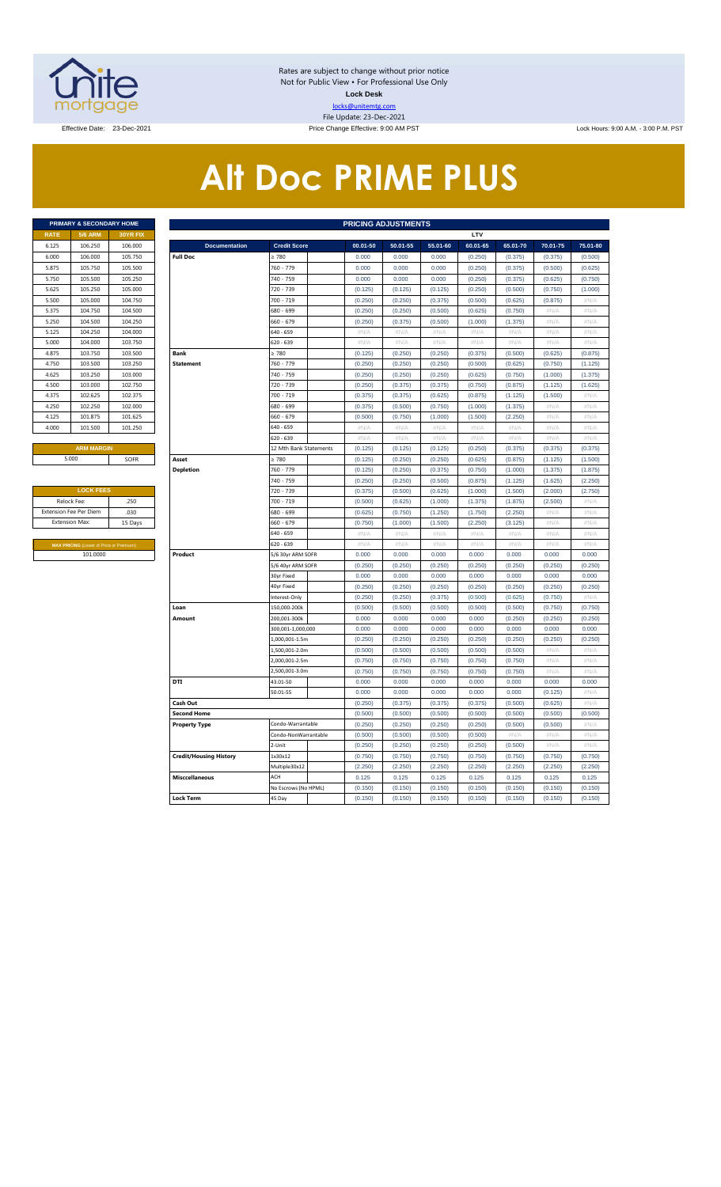Rates are subject to change without prior notice
Not for Public View • For Professional Use Only
**Lock Desk**
locks@unitemtg.com
File Update: 23-Dec-2021

Effective Date: 23-Dec-2021 | Price Change Effective: 9:00 AM PST | Lock Hours: 9:00 A.M. - 3:00 P.M. PST

# Alt Doc PRIME PLUS

| PRIMARY & SECONDARY HOME | | |
|---|---|---|
| RATE | 5/6 ARM | 30YR FIX |
| 6.125 | 106.250 | 106.000 |
| 6.000 | 106.000 | 105.750 |
| 5.875 | 105.750 | 105.500 |
| 5.750 | 105.500 | 105.250 |
| 5.625 | 105.250 | 105.000 |
| 5.500 | 105.000 | 104.750 |
| 5.375 | 104.750 | 104.500 |
| 5.250 | 104.500 | 104.250 |
| 5.125 | 104.250 | 104.000 |
| 5.000 | 104.000 | 103.750 |
| 4.875 | 103.750 | 103.500 |
| 4.750 | 103.500 | 103.250 |
| 4.625 | 103.250 | 103.000 |
| 4.500 | 103.000 | 102.750 |
| 4.375 | 102.625 | 102.375 |
| 4.250 | 102.250 | 102.000 |
| 4.125 | 101.875 | 101.625 |
| 4.000 | 101.500 | 101.250 |

| ARM MARGIN | |
|---|---|
| 5.000 | SOFR |

| LOCK FEES | |
|---|---|
| Relock Fee: | .250 |
| Extension Fee Per Diem | .030 |
| Extension Max: | 15 Days |

| MAX PRICING (Lower of Price or Premium) |
|---|
| 101.0000 |

| PRICING ADJUSTMENTS | | | | | | | | | |
|---|---|---|---|---|---|---|---|---|---|
| | | LTV | | | | | | | |
| Documentation | Credit Score | 00.01-50 | 50.01-55 | 55.01-60 | 60.01-65 | 65.01-70 | 70.01-75 | 75.01-80 |
| Full Doc | ≥ 780 | 0.000 | 0.000 | 0.000 | (0.250) | (0.375) | (0.375) | (0.500) |
| | 760 - 779 | 0.000 | 0.000 | 0.000 | (0.250) | (0.375) | (0.500) | (0.625) |
| | 740 - 759 | 0.000 | 0.000 | 0.000 | (0.250) | (0.375) | (0.625) | (0.750) |
| | 720 - 739 | (0.125) | (0.125) | (0.125) | (0.250) | (0.500) | (0.750) | (1.000) |
| | 700 - 719 | (0.250) | (0.250) | (0.375) | (0.500) | (0.625) | (0.875) | #N/A |
| | 680 - 699 | (0.250) | (0.250) | (0.500) | (0.625) | (0.750) | #N/A | #N/A |
| | 660 - 679 | (0.250) | (0.375) | (0.500) | (1.000) | (1.375) | #N/A | #N/A |
| | 640 - 659 | #N/A | #N/A | #N/A | #N/A | #N/A | #N/A | #N/A |
| | 620 - 639 | #N/A | #N/A | #N/A | #N/A | #N/A | #N/A | #N/A |
| Bank Statement | ≥ 780 | (0.125) | (0.250) | (0.250) | (0.375) | (0.500) | (0.625) | (0.875) |
| | 760 - 779 | (0.250) | (0.250) | (0.250) | (0.500) | (0.625) | (0.750) | (1.125) |
| | 740 - 759 | (0.250) | (0.250) | (0.250) | (0.625) | (0.750) | (1.000) | (1.375) |
| | 720 - 739 | (0.250) | (0.375) | (0.375) | (0.750) | (0.875) | (1.125) | (1.625) |
| | 700 - 719 | (0.375) | (0.375) | (0.625) | (0.875) | (1.125) | (1.500) | #N/A |
| | 680 - 699 | (0.375) | (0.500) | (0.750) | (1.000) | (1.375) | #N/A | #N/A |
| | 660 - 679 | (0.500) | (0.750) | (1.000) | (1.500) | (2.250) | #N/A | #N/A |
| | 640 - 659 | #N/A | #N/A | #N/A | #N/A | #N/A | #N/A | #N/A |
| | 620 - 639 | #N/A | #N/A | #N/A | #N/A | #N/A | #N/A | #N/A |
| | 12 Mth Bank Statements | (0.125) | (0.125) | (0.125) | (0.250) | (0.375) | (0.375) | (0.375) |
| Asset Depletion | ≥ 780 | (0.125) | (0.250) | (0.250) | (0.625) | (0.875) | (1.125) | (1.500) |
| | 760 - 779 | (0.125) | (0.250) | (0.375) | (0.750) | (1.000) | (1.375) | (1.875) |
| | 740 - 759 | (0.250) | (0.250) | (0.500) | (0.875) | (1.125) | (1.625) | (2.250) |
| | 720 - 739 | (0.375) | (0.500) | (0.625) | (1.000) | (1.500) | (2.000) | (2.750) |
| | 700 - 719 | (0.500) | (0.625) | (1.000) | (1.375) | (1.875) | (2.500) | #N/A |
| | 680 - 699 | (0.625) | (0.750) | (1.250) | (1.750) | (2.250) | #N/A | #N/A |
| | 660 - 679 | (0.750) | (1.000) | (1.500) | (2.250) | (3.125) | #N/A | #N/A |
| | 640 - 659 | #N/A | #N/A | #N/A | #N/A | #N/A | #N/A | #N/A |
| | 620 - 639 | #N/A | #N/A | #N/A | #N/A | #N/A | #N/A | #N/A |
| Product | 5/6 30yr ARM SOFR | 0.000 | 0.000 | 0.000 | 0.000 | 0.000 | 0.000 | 0.000 |
| | 5/6 40yr ARM SOFR | (0.250) | (0.250) | (0.250) | (0.250) | (0.250) | (0.250) | (0.250) |
| | 30yr Fixed | 0.000 | 0.000 | 0.000 | 0.000 | 0.000 | 0.000 | 0.000 |
| | 40yr Fixed | (0.250) | (0.250) | (0.250) | (0.250) | (0.250) | (0.250) | (0.250) |
| | Interest-Only | (0.250) | (0.250) | (0.375) | (0.500) | (0.625) | (0.750) | #N/A |
| Loan Amount | 150,000-200k | (0.500) | (0.500) | (0.500) | (0.500) | (0.500) | (0.750) | (0.750) |
| | 200,001-300k | 0.000 | 0.000 | 0.000 | 0.000 | (0.250) | (0.250) | (0.250) |
| | 300,001-1,000,000 | 0.000 | 0.000 | 0.000 | 0.000 | 0.000 | 0.000 | 0.000 |
| | 1,000,001-1.5m | (0.250) | (0.250) | (0.250) | (0.250) | (0.250) | (0.250) | (0.250) |
| | 1,500,001-2.0m | (0.500) | (0.500) | (0.500) | (0.500) | (0.500) | #N/A | #N/A |
| | 2,000,001-2.5m | (0.750) | (0.750) | (0.750) | (0.750) | (0.750) | #N/A | #N/A |
| | 2,500,001-3.0m | (0.750) | (0.750) | (0.750) | (0.750) | (0.750) | #N/A | #N/A |
| DTI | 43.01-50 | 0.000 | 0.000 | 0.000 | 0.000 | 0.000 | 0.000 | 0.000 |
| | 50.01-55 | 0.000 | 0.000 | 0.000 | 0.000 | 0.000 | (0.125) | #N/A |
| Cash Out | | (0.250) | (0.375) | (0.375) | (0.375) | (0.500) | (0.625) | #N/A |
| Second Home | | (0.500) | (0.500) | (0.500) | (0.500) | (0.500) | (0.500) | (0.500) |
| Property Type | Condo-Warrantable | (0.250) | (0.250) | (0.250) | (0.250) | (0.500) | (0.500) | #N/A |
| | Condo-NonWarrantable | (0.500) | (0.500) | (0.500) | (0.500) | #N/A | #N/A | #N/A |
| | 2-Unit | (0.250) | (0.250) | (0.250) | (0.250) | (0.500) | #N/A | #N/A |
| Credit/Housing History | 1x30x12 | (0.750) | (0.750) | (0.750) | (0.750) | (0.750) | (0.750) | (0.750) |
| | Multiple30x12 | (2.250) | (2.250) | (2.250) | (2.250) | (2.250) | (2.250) | (2.250) |
| Misccellaneous | ACH | 0.125 | 0.125 | 0.125 | 0.125 | 0.125 | 0.125 | 0.125 |
| | No Escrows (No HPML) | (0.150) | (0.150) | (0.150) | (0.150) | (0.150) | (0.150) | (0.150) |
| Lock Term | 45 Day | (0.150) | (0.150) | (0.150) | (0.150) | (0.150) | (0.150) | (0.150) |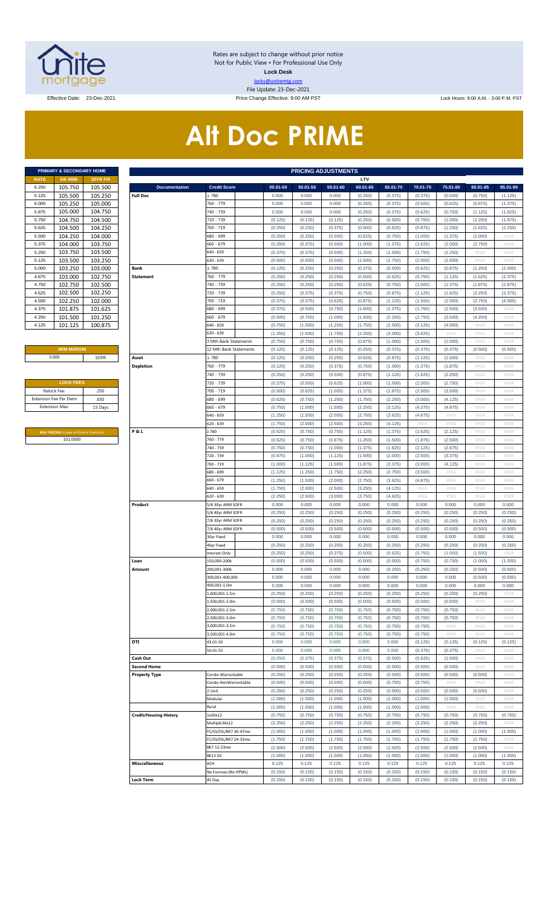Rates are subject to change without prior notice
Not for Public View • For Professional Use Only
**Lock Desk**
locks@unitemtg.com
File Update: 23-Dec-2021

Effective Date: 23-Dec-2021 | Price Change Effective: 9:00 AM PST | Lock Hours: 9:00 A.M. - 3:00 P.M. PST

# Alt Doc PRIME

| PRIMARY & SECONDARY HOME | | |
|---|---|---|
| RATE | 5/6 ARM | 30YR FIX |
| 6.250 | 105.750 | 105.500 |
| 6.125 | 105.500 | 105.250 |
| 6.000 | 105.250 | 105.000 |
| 5.875 | 105.000 | 104.750 |
| 5.750 | 104.750 | 104.500 |
| 5.625 | 104.500 | 104.250 |
| 5.500 | 104.250 | 104.000 |
| 5.375 | 104.000 | 103.750 |
| 5.250 | 103.750 | 103.500 |
| 5.125 | 103.500 | 103.250 |
| 5.000 | 103.250 | 103.000 |
| 4.875 | 103.000 | 102.750 |
| 4.750 | 102.750 | 102.500 |
| 4.625 | 102.500 | 102.250 |
| 4.500 | 102.250 | 102.000 |
| 4.375 | 101.875 | 101.625 |
| 4.250 | 101.500 | 101.250 |
| 4.125 | 101.125 | 100.875 |

| ARM MARGIN | |
|---|---|
| 5.000 | SOFR |

| LOCK FEES | |
|---|---|
| Relock Fee: | .250 |
| Extension Fee Per Diem | .030 |
| Extension Max: | 15 Days |

| MAX PRICING (Lower of Price or Premium) |
|---|
| 101.0000 |

| PRICING ADJUSTMENTS | | | | | | | | | | |
|---|---|---|---|---|---|---|---|---|---|---|
| | | LTV | | | | | | | | |
| Documentation | Credit Score | 00.01-50 | 50.01-55 | 55.01-60 | 60.01-65 | 65.01-70 | 70.01-75 | 75.01-80 | 80.01-85 | 85.01-90 |
| Full Doc | ≥ 780 | 0.000 | 0.000 | 0.000 | (0.250) | (0.375) | (0.375) | (0.500) | (0.750) | (1.125) |
| | 760 - 779 | 0.000 | 0.000 | 0.000 | (0.250) | (0.375) | (0.500) | (0.625) | (0.875) | (1.375) |
| | 740 - 759 | 0.000 | 0.000 | 0.000 | (0.250) | (0.375) | (0.625) | (0.750) | (1.125) | (1.625) |
| | 720 - 739 | (0.125) | (0.125) | (0.125) | (0.250) | (0.500) | (0.750) | (1.000) | (1.250) | (1.875) |
| | 700 - 719 | (0.250) | (0.250) | (0.375) | (0.500) | (0.625) | (0.875) | (1.250) | (1.625) | (2.250) |
| | 680 - 699 | (0.250) | (0.250) | (0.500) | (0.625) | (0.750) | (1.000) | (1.375) | (2.000) | #N/A |
| | 660 - 679 | (0.250) | (0.375) | (0.500) | (1.000) | (1.375) | (1.625) | (2.000) | (2.750) | #N/A |
| | 640 - 659 | (0.375) | (0.375) | (0.500) | (1.250) | (1.500) | (1.750) | (2.250) | #N/A | #N/A |
| | 620 - 639 | (0.500) | (0.500) | (0.500) | (1.500) | (1.750) | (2.000) | (2.500) | #N/A | #N/A |
| Bank Statement | ≥ 780 | (0.125) | (0.250) | (0.250) | (0.375) | (0.500) | (0.625) | (0.875) | (1.250) | (2.000) |
| | 760 - 779 | (0.250) | (0.250) | (0.250) | (0.500) | (0.625) | (0.750) | (1.125) | (1.625) | (2.375) |
| | 740 - 759 | (0.250) | (0.250) | (0.250) | (0.625) | (0.750) | (1.000) | (1.375) | (1.875) | (2.875) |
| | 720 - 739 | (0.250) | (0.375) | (0.375) | (0.750) | (0.875) | (1.125) | (1.625) | (2.250) | (3.375) |
| | 700 - 719 | (0.375) | (0.375) | (0.625) | (0.875) | (1.125) | (1.500) | (2.000) | (2.750) | (4.000) |
| | 680 - 699 | (0.375) | (0.500) | (0.750) | (1.000) | (1.375) | (1.750) | (2.500) | (3.500) | #N/A |
| | 660 - 679 | (0.500) | (0.750) | (1.000) | (1.500) | (2.250) | (2.750) | (3.500) | (4.250) | #N/A |
| | 640 - 659 | (0.750) | (1.000) | (1.250) | (1.750) | (2.500) | (3.125) | (4.000) | #N/A | #N/A |
| | 620 - 639 | (1.250) | (1.500) | (1.750) | (2.250) | (3.000) | (3.625) | #N/A | #N/A | #N/A |
| | 3 Mth Bank Statements | (0.750) | (0.750) | (0.750) | (0.875) | (1.000) | (1.000) | (1.000) | #N/A | #N/A |
| | 12 Mth Bank Statements | (0.125) | (0.125) | (0.125) | (0.250) | (0.375) | (0.375) | (0.375) | (0.500) | (0.500) |
| Asset Depletion | ≥ 780 | (0.125) | (0.250) | (0.250) | (0.625) | (0.875) | (1.125) | (1.500) | #N/A | #N/A |
| | 760 - 779 | (0.125) | (0.250) | (0.375) | (0.750) | (1.000) | (1.375) | (1.875) | #N/A | #N/A |
| | 740 - 759 | (0.250) | (0.250) | (0.500) | (0.875) | (1.125) | (1.625) | (2.250) | #N/A | #N/A |
| | 720 - 739 | (0.375) | (0.500) | (0.625) | (1.000) | (1.500) | (2.000) | (2.750) | #N/A | #N/A |
| | 700 - 719 | (0.500) | (0.625) | (1.000) | (1.375) | (1.875) | (2.500) | (3.500) | #N/A | #N/A |
| | 680 - 699 | (0.625) | (0.750) | (1.250) | (1.750) | (2.250) | (3.000) | (4.125) | #N/A | #N/A |
| | 660 - 679 | (0.750) | (1.000) | (1.500) | (2.250) | (3.125) | (4.375) | (4.875) | #N/A | #N/A |
| | 640 - 659 | (1.250) | (1.500) | (2.000) | (2.750) | (3.625) | (4.875) | #N/A | #N/A | #N/A |
| | 620 - 639 | (1.750) | (2.000) | (2.500) | (3.250) | (4.125) | #N/A | #N/A | #N/A | #N/A |
| P & L | ≥ 780 | (0.625) | (0.750) | (0.750) | (1.125) | (1.375) | (1.625) | (2.125) | #N/A | #N/A |
| | 760 - 779 | (0.625) | (0.750) | (0.875) | (1.250) | (1.500) | (1.875) | (2.500) | #N/A | #N/A |
| | 740 - 759 | (0.750) | (0.750) | (1.000) | (1.375) | (1.625) | (2.125) | (2.875) | #N/A | #N/A |
| | 720 - 739 | (0.875) | (1.000) | (1.125) | (1.500) | (2.000) | (2.500) | (3.375) | #N/A | #N/A |
| | 700 - 719 | (1.000) | (1.125) | (1.500) | (1.875) | (2.375) | (3.000) | (4.125) | #N/A | #N/A |
| | 680 - 699 | (1.125) | (1.250) | (1.750) | (2.250) | (2.750) | (3.500) | #N/A | #N/A | #N/A |
| | 660 - 679 | (1.250) | (1.500) | (2.000) | (2.750) | (3.625) | (4.875) | #N/A | #N/A | #N/A |
| | 640 - 659 | (1.750) | (2.000) | (2.500) | (3.250) | (4.125) | #N/A | #N/A | #N/A | #N/A |
| | 620 - 639 | (2.250) | (2.500) | (3.000) | (3.750) | (4.625) | #N/A | #N/A | #N/A | #N/A |
| Product | 5/6 30yr ARM SOFR | 0.000 | 0.000 | 0.000 | 0.000 | 0.000 | 0.000 | 0.000 | 0.000 | 0.000 |
| | 5/6 40yr ARM SOFR | (0.250) | (0.250) | (0.250) | (0.250) | (0.250) | (0.250) | (0.250) | (0.250) | (0.250) |
| | 7/6 30yr ARM SOFR | (0.250) | (0.250) | (0.250) | (0.250) | (0.250) | (0.250) | (0.250) | (0.250) | (0.250) |
| | 7/6 40yr ARM SOFR | (0.500) | (0.500) | (0.500) | (0.500) | (0.500) | (0.500) | (0.500) | (0.500) | (0.500) |
| | 30yr Fixed | 0.000 | 0.000 | 0.000 | 0.000 | 0.000 | 0.000 | 0.000 | 0.000 | 0.000 |
| | 40yr Fixed | (0.250) | (0.250) | (0.250) | (0.250) | (0.250) | (0.250) | (0.250) | (0.250) | (0.250) |
| | Interest-Only | (0.250) | (0.250) | (0.375) | (0.500) | (0.625) | (0.750) | (1.000) | (1.500) | #N/A |
| Loan Amount | 150,000-200k | (0.500) | (0.500) | (0.500) | (0.500) | (0.500) | (0.750) | (0.750) | (1.000) | (1.000) |
| | 200,001-300k | 0.000 | 0.000 | 0.000 | 0.000 | (0.250) | (0.250) | (0.250) | (0.500) | (0.500) |
| | 300,001-400,000 | 0.000 | 0.000 | 0.000 | 0.000 | 0.000 | 0.000 | 0.000 | (0.500) | (0.500) |
| | 400,001-1.0m | 0.000 | 0.000 | 0.000 | 0.000 | 0.000 | 0.000 | 0.000 | 0.000 | 0.000 |
| | 1,000,001-1.5m | (0.250) | (0.250) | (0.250) | (0.250) | (0.250) | (0.250) | (0.250) | (0.250) | #N/A |
| | 1,500,001-2.0m | (0.500) | (0.500) | (0.500) | (0.500) | (0.500) | (0.500) | (0.500) | #N/A | #N/A |
| | 2,000,001-2.5m | (0.750) | (0.750) | (0.750) | (0.750) | (0.750) | (0.750) | (0.750) | #N/A | #N/A |
| | 2,500,001-3.0m | (0.750) | (0.750) | (0.750) | (0.750) | (0.750) | (0.750) | (0.750) | #N/A | #N/A |
| | 3,000,001-3.5m | (0.750) | (0.750) | (0.750) | (0.750) | (0.750) | (0.750) | #N/A | #N/A | #N/A |
| | 3,500,001-4.0m | (0.750) | (0.750) | (0.750) | (0.750) | (0.750) | (0.750) | #N/A | #N/A | #N/A |
| DTI | 43.01-50 | 0.000 | 0.000 | 0.000 | 0.000 | 0.000 | (0.125) | (0.125) | (0.125) | (0.125) |
| | 50.01-55 | 0.000 | 0.000 | 0.000 | 0.000 | 0.000 | (0.375) | (0.375) | #N/A | #N/A |
| Cash Out | | (0.250) | (0.375) | (0.375) | (0.375) | (0.500) | (0.625) | (1.000) | #N/A | #N/A |
| Second Home | | (0.500) | (0.500) | (0.500) | (0.500) | (0.500) | (0.500) | (0.500) | #N/A | #N/A |
| Property Type | Condo-Warrantable | (0.250) | (0.250) | (0.250) | (0.250) | (0.500) | (0.500) | (0.500) | (0.500) | #N/A |
| | Condo-NonWarrantable | (0.500) | (0.500) | (0.500) | (0.500) | (0.750) | (0.750) | #N/A | #N/A | #N/A |
| | 2-Unit | (0.250) | (0.250) | (0.250) | (0.250) | (0.500) | (0.500) | (0.500) | (0.500) | #N/A |
| | Modular | (1.000) | (1.000) | (1.000) | (1.000) | (1.000) | (1.000) | (1.000) | #N/A | #N/A |
| | Rural | (1.000) | (1.000) | (1.000) | (1.000) | (1.000) | (1.000) | #N/A | #N/A | #N/A |
| Credit/Housing History | 1x30x12 | (0.750) | (0.750) | (0.750) | (0.750) | (0.750) | (0.750) | (0.750) | (0.750) | (0.750) |
| | Multiple30x12 | (2.250) | (2.250) | (2.250) | (2.250) | (2.250) | (2.250) | (2.250) | (2.250) | #N/A |
| | FC/SS/DIL/BK7 36-47mo | (1.000) | (1.000) | (1.000) | (1.000) | (1.000) | (1.000) | (1.000) | (1.000) | (1.000) |
| | FC/SS/DIL/BK7 24-35mo | (1.750) | (1.750) | (1.750) | (1.750) | (1.750) | (1.750) | (1.750) | (1.750) | #N/A |
| | BK7 12-23mo | (2.500) | (2.500) | (2.500) | (2.500) | (2.500) | (2.500) | (2.500) | (2.500) | #N/A |
| | BK13 DC | (1.000) | (1.000) | (1.000) | (1.000) | (1.000) | (1.000) | (1.000) | (1.000) | (1.000) |
| Misccellaneous | ACH | 0.125 | 0.125 | 0.125 | 0.125 | 0.125 | 0.125 | 0.125 | 0.125 | 0.125 |
| | No Escrows (No HPML) | (0.150) | (0.150) | (0.150) | (0.150) | (0.150) | (0.150) | (0.150) | (0.150) | (0.150) |
| Lock Term | 45 Day | (0.150) | (0.150) | (0.150) | (0.150) | (0.150) | (0.150) | (0.150) | (0.150) | (0.150) |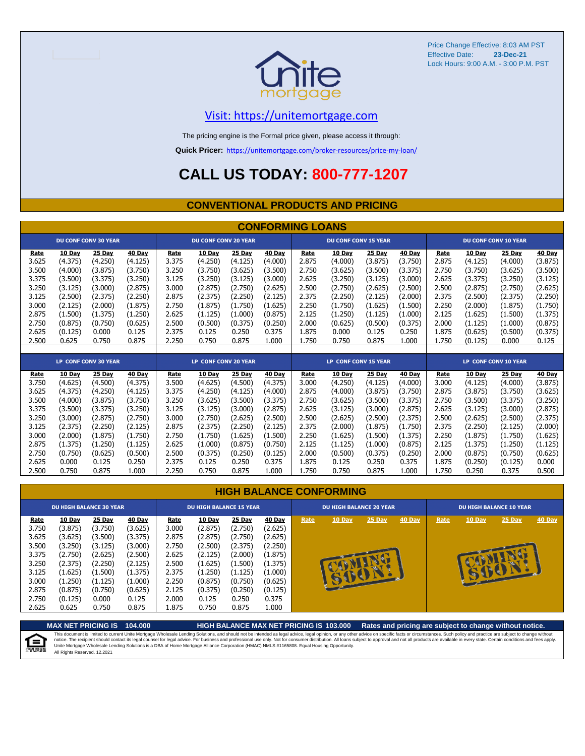Price Change Effective: 8:03 AM PST
Effective Date: **23-Dec-21**
Lock Hours: 9:00 A.M. - 3:00 P.M. PST

unite mortgage

Visit: https://unitemortgage.com

The pricing engine is the Formal price given, please access it through:

**Quick Pricer:** https://unitemortgage.com/broker-resources/price-my-loan/

# CALL US TODAY: 800-777-1207

## CONVENTIONAL PRODUCTS AND PRICING

### CONFORMING LOANS

| DU CONF CONV 30 YEAR | | | | DU CONF CONV 20 YEAR | | | | DU CONF CONV 15 YEAR | | | | DU CONF CONV 10 YEAR | | | |
|---|---|---|---|---|---|---|---|---|---|---|---|---|---|---|---|
| Rate | 10 Day | 25 Day | 40 Day | Rate | 10 Day | 25 Day | 40 Day | Rate | 10 Day | 25 Day | 40 Day | Rate | 10 Day | 25 Day | 40 Day |
| 3.625 | (4.375) | (4.250) | (4.125) | 3.375 | (4.250) | (4.125) | (4.000) | 2.875 | (4.000) | (3.875) | (3.750) | 2.875 | (4.125) | (4.000) | (3.875) |
| 3.500 | (4.000) | (3.875) | (3.750) | 3.250 | (3.750) | (3.625) | (3.500) | 2.750 | (3.625) | (3.500) | (3.375) | 2.750 | (3.750) | (3.625) | (3.500) |
| 3.375 | (3.500) | (3.375) | (3.250) | 3.125 | (3.250) | (3.125) | (3.000) | 2.625 | (3.250) | (3.125) | (3.000) | 2.625 | (3.375) | (3.250) | (3.125) |
| 3.250 | (3.125) | (3.000) | (2.875) | 3.000 | (2.875) | (2.750) | (2.625) | 2.500 | (2.750) | (2.625) | (2.500) | 2.500 | (2.875) | (2.750) | (2.625) |
| 3.125 | (2.500) | (2.375) | (2.250) | 2.875 | (2.375) | (2.250) | (2.125) | 2.375 | (2.250) | (2.125) | (2.000) | 2.375 | (2.500) | (2.375) | (2.250) |
| 3.000 | (2.125) | (2.000) | (1.875) | 2.750 | (1.875) | (1.750) | (1.625) | 2.250 | (1.750) | (1.625) | (1.500) | 2.250 | (2.000) | (1.875) | (1.750) |
| 2.875 | (1.500) | (1.375) | (1.250) | 2.625 | (1.125) | (1.000) | (0.875) | 2.125 | (1.250) | (1.125) | (1.000) | 2.125 | (1.625) | (1.500) | (1.375) |
| 2.750 | (0.875) | (0.750) | (0.625) | 2.500 | (0.500) | (0.375) | (0.250) | 2.000 | (0.625) | (0.500) | (0.375) | 2.000 | (1.125) | (1.000) | (0.875) |
| 2.625 | (0.125) | 0.000 | 0.125 | 2.375 | 0.125 | 0.250 | 0.375 | 1.875 | 0.000 | 0.125 | 0.250 | 1.875 | (0.625) | (0.500) | (0.375) |
| 2.500 | 0.625 | 0.750 | 0.875 | 2.250 | 0.750 | 0.875 | 1.000 | 1.750 | 0.750 | 0.875 | 1.000 | 1.750 | (0.125) | 0.000 | 0.125 |

| LP CONF CONV 30 YEAR | | | | LP CONF CONV 20 YEAR | | | | LP CONF CONV 15 YEAR | | | | LP CONF CONV 10 YEAR | | | |
|---|---|---|---|---|---|---|---|---|---|---|---|---|---|---|---|
| Rate | 10 Day | 25 Day | 40 Day | Rate | 10 Day | 25 Day | 40 Day | Rate | 10 Day | 25 Day | 40 Day | Rate | 10 Day | 25 Day | 40 Day |
| 3.750 | (4.625) | (4.500) | (4.375) | 3.500 | (4.625) | (4.500) | (4.375) | 3.000 | (4.250) | (4.125) | (4.000) | 3.000 | (4.125) | (4.000) | (3.875) |
| 3.625 | (4.375) | (4.250) | (4.125) | 3.375 | (4.250) | (4.125) | (4.000) | 2.875 | (4.000) | (3.875) | (3.750) | 2.875 | (3.875) | (3.750) | (3.625) |
| 3.500 | (4.000) | (3.875) | (3.750) | 3.250 | (3.625) | (3.500) | (3.375) | 2.750 | (3.625) | (3.500) | (3.375) | 2.750 | (3.500) | (3.375) | (3.250) |
| 3.375 | (3.500) | (3.375) | (3.250) | 3.125 | (3.125) | (3.000) | (2.875) | 2.625 | (3.125) | (3.000) | (2.875) | 2.625 | (3.125) | (3.000) | (2.875) |
| 3.250 | (3.000) | (2.875) | (2.750) | 3.000 | (2.750) | (2.625) | (2.500) | 2.500 | (2.625) | (2.500) | (2.375) | 2.500 | (2.625) | (2.500) | (2.375) |
| 3.125 | (2.375) | (2.250) | (2.125) | 2.875 | (2.375) | (2.250) | (2.125) | 2.375 | (2.000) | (1.875) | (1.750) | 2.375 | (2.250) | (2.125) | (2.000) |
| 3.000 | (2.000) | (1.875) | (1.750) | 2.750 | (1.750) | (1.625) | (1.500) | 2.250 | (1.625) | (1.500) | (1.375) | 2.250 | (1.875) | (1.750) | (1.625) |
| 2.875 | (1.375) | (1.250) | (1.125) | 2.625 | (1.000) | (0.875) | (0.750) | 2.125 | (1.125) | (1.000) | (0.875) | 2.125 | (1.375) | (1.250) | (1.125) |
| 2.750 | (0.750) | (0.625) | (0.500) | 2.500 | (0.375) | (0.250) | (0.125) | 2.000 | (0.500) | (0.375) | (0.250) | 2.000 | (0.875) | (0.750) | (0.625) |
| 2.625 | 0.000 | 0.125 | 0.250 | 2.375 | 0.125 | 0.250 | 0.375 | 1.875 | 0.125 | 0.250 | 0.375 | 1.875 | (0.250) | (0.125) | 0.000 |
| 2.500 | 0.750 | 0.875 | 1.000 | 2.250 | 0.750 | 0.875 | 1.000 | 1.750 | 0.750 | 0.875 | 1.000 | 1.750 | 0.250 | 0.375 | 0.500 |

### HIGH BALANCE CONFORMING

| DU HIGH BALANCE 30 YEAR | | | | DU HIGH BALANCE 15 YEAR | | | | DU HIGH BALANCE 20 YEAR | | | | DU HIGH BALANCE 10 YEAR | | | |
|---|---|---|---|---|---|---|---|---|---|---|---|---|---|---|---|
| Rate | 10 Day | 25 Day | 40 Day | Rate | 10 Day | 25 Day | 40 Day | Rate | 10 Day | 25 Day | 40 Day | Rate | 10 Day | 25 Day | 40 Day |
| 3.750 | (3.875) | (3.750) | (3.625) | 3.000 | (2.875) | (2.750) | (2.625) | COMING SOON! | | | | COMING SOON! | | | |
| 3.625 | (3.625) | (3.500) | (3.375) | 2.875 | (2.875) | (2.750) | (2.625) | | | | | | | | |
| 3.500 | (3.250) | (3.125) | (3.000) | 2.750 | (2.500) | (2.375) | (2.250) | | | | | | | | |
| 3.375 | (2.750) | (2.625) | (2.500) | 2.625 | (2.125) | (2.000) | (1.875) | | | | | | | | |
| 3.250 | (2.375) | (2.250) | (2.125) | 2.500 | (1.625) | (1.500) | (1.375) | | | | | | | | |
| 3.125 | (1.625) | (1.500) | (1.375) | 2.375 | (1.250) | (1.125) | (1.000) | | | | | | | | |
| 3.000 | (1.250) | (1.125) | (1.000) | 2.250 | (0.875) | (0.750) | (0.625) | | | | | | | | |
| 2.875 | (0.875) | (0.750) | (0.500) | 2.125 | (0.375) | (0.250) | (0.125) | | | | | | | | |
| 2.750 | (0.125) | 0.000 | 0.125 | 2.000 | 0.125 | 0.250 | 0.375 | | | | | | | | |
| 2.625 | 0.625 | 0.750 | 0.875 | 1.875 | 0.750 | 0.875 | 1.000 | | | | | | | | |

**MAX NET PRICING IS 104.000** **HIGH BALANCE MAX NET PRICING IS 103.000** **Rates and pricing are subject to change without notice.**

This document is limited to current Unite Mortgage Wholesale Lending Solutions, and should not be intended as legal advice, legal opinion, or any other advice on specific facts or circumstances. Such policy and practice are subject to change without notice. The recipient should contact its legal counsel for legal advice. For business and professional use only. Not for consumer distribution. All loans subject to approval and not all products are available in every state. Certain conditions and fees apply. Unite Mortgage Wholesale Lending Solutions is a DBA of Home Mortgage Alliance Corporation (HMAC) NMLS #1165808. Equal Housing Opportunity.
All Rights Reserved. 12.2021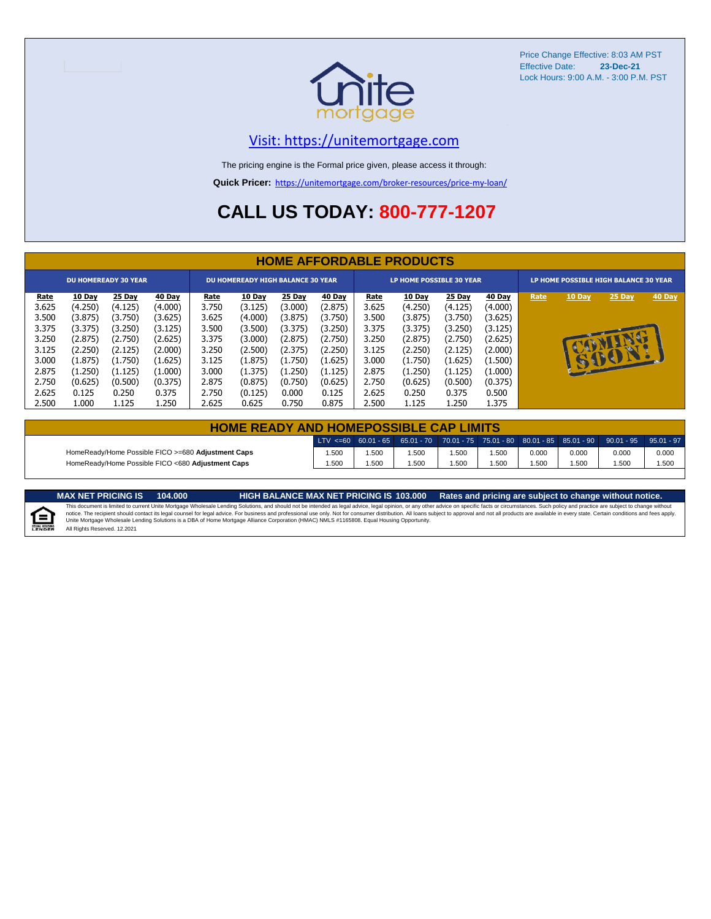Price Change Effective: 8:03 AM PST
Effective Date: **23-Dec-21**
Lock Hours: 9:00 A.M. - 3:00 P.M. PST

unite mortgage

Visit: https://unitemortgage.com

The pricing engine is the Formal price given, please access it through:

**Quick Pricer:** https://unitemortgage.com/broker-resources/price-my-loan/

# CALL US TODAY: 800-777-1207

## HOME AFFORDABLE PRODUCTS

| DU HOMEREADY 30 YEAR | | | | DU HOMEREADY HIGH BALANCE 30 YEAR | | | | LP HOME POSSIBLE 30 YEAR | | | | LP HOME POSSIBLE HIGH BALANCE 30 YEAR | | | |
|---|---|---|---|---|---|---|---|---|---|---|---|---|---|---|---|
| Rate | 10 Day | 25 Day | 40 Day | Rate | 10 Day | 25 Day | 40 Day | Rate | 10 Day | 25 Day | 40 Day | Rate | 10 Day | 25 Day | 40 Day |
| 3.625 | (4.250) | (4.125) | (4.000) | 3.750 | (3.125) | (3.000) | (2.875) | 3.625 | (4.250) | (4.125) | (4.000) | COMING SOON! | | | |
| 3.500 | (3.875) | (3.750) | (3.625) | 3.625 | (4.000) | (3.875) | (3.750) | 3.500 | (3.875) | (3.750) | (3.625) | | | | |
| 3.375 | (3.375) | (3.250) | (3.125) | 3.500 | (3.500) | (3.375) | (3.250) | 3.375 | (3.375) | (3.250) | (3.125) | | | | |
| 3.250 | (2.875) | (2.750) | (2.625) | 3.375 | (3.000) | (2.875) | (2.750) | 3.250 | (2.875) | (2.750) | (2.625) | | | | |
| 3.125 | (2.250) | (2.125) | (2.000) | 3.250 | (2.500) | (2.375) | (2.250) | 3.125 | (2.250) | (2.125) | (2.000) | | | | |
| 3.000 | (1.875) | (1.750) | (1.625) | 3.125 | (1.875) | (1.750) | (1.625) | 3.000 | (1.750) | (1.625) | (1.500) | | | | |
| 2.875 | (1.250) | (1.125) | (1.000) | 3.000 | (1.375) | (1.250) | (1.125) | 2.875 | (1.250) | (1.125) | (1.000) | | | | |
| 2.750 | (0.625) | (0.500) | (0.375) | 2.875 | (0.875) | (0.750) | (0.625) | 2.750 | (0.625) | (0.500) | (0.375) | | | | |
| 2.625 | 0.125 | 0.250 | 0.375 | 2.750 | (0.125) | 0.000 | 0.125 | 2.625 | 0.250 | 0.375 | 0.500 | | | | |
| 2.500 | 1.000 | 1.125 | 1.250 | 2.625 | 0.625 | 0.750 | 0.875 | 2.500 | 1.125 | 1.250 | 1.375 | | | | |

## HOME READY AND HOMEPOSSIBLE CAP LIMITS

| | LTV <=60 | 60.01 - 65 | 65.01 - 70 | 70.01 - 75 | 75.01 - 80 | 80.01 - 85 | 85.01 - 90 | 90.01 - 95 | 95.01 - 97 |
|---|---|---|---|---|---|---|---|---|---|
| HomeReady/Home Possible FICO >=680 **Adjustment Caps** | 1.500 | 1.500 | 1.500 | 1.500 | 1.500 | 0.000 | 0.000 | 0.000 | 0.000 |
| HomeReady/Home Possible FICO <680 **Adjustment Caps** | 1.500 | 1.500 | 1.500 | 1.500 | 1.500 | 1.500 | 1.500 | 1.500 | 1.500 |

**MAX NET PRICING IS 104.000** **HIGH BALANCE MAX NET PRICING IS 103.000** **Rates and pricing are subject to change without notice.**

This document is limited to current Unite Mortgage Wholesale Lending Solutions, and should not be intended as legal advice, legal opinion, or any other advice on specific facts or circumstances. Such policy and practice are subject to change without notice. The recipient should contact its legal counsel for legal advice. For business and professional use only. Not for consumer distribution. All loans subject to approval and not all products are available in every state. Certain conditions and fees apply. Unite Mortgage Wholesale Lending Solutions is a DBA of Home Mortgage Alliance Corporation (HMAC) NMLS #1165808. Equal Housing Opportunity.
All Rights Reserved. 12.2021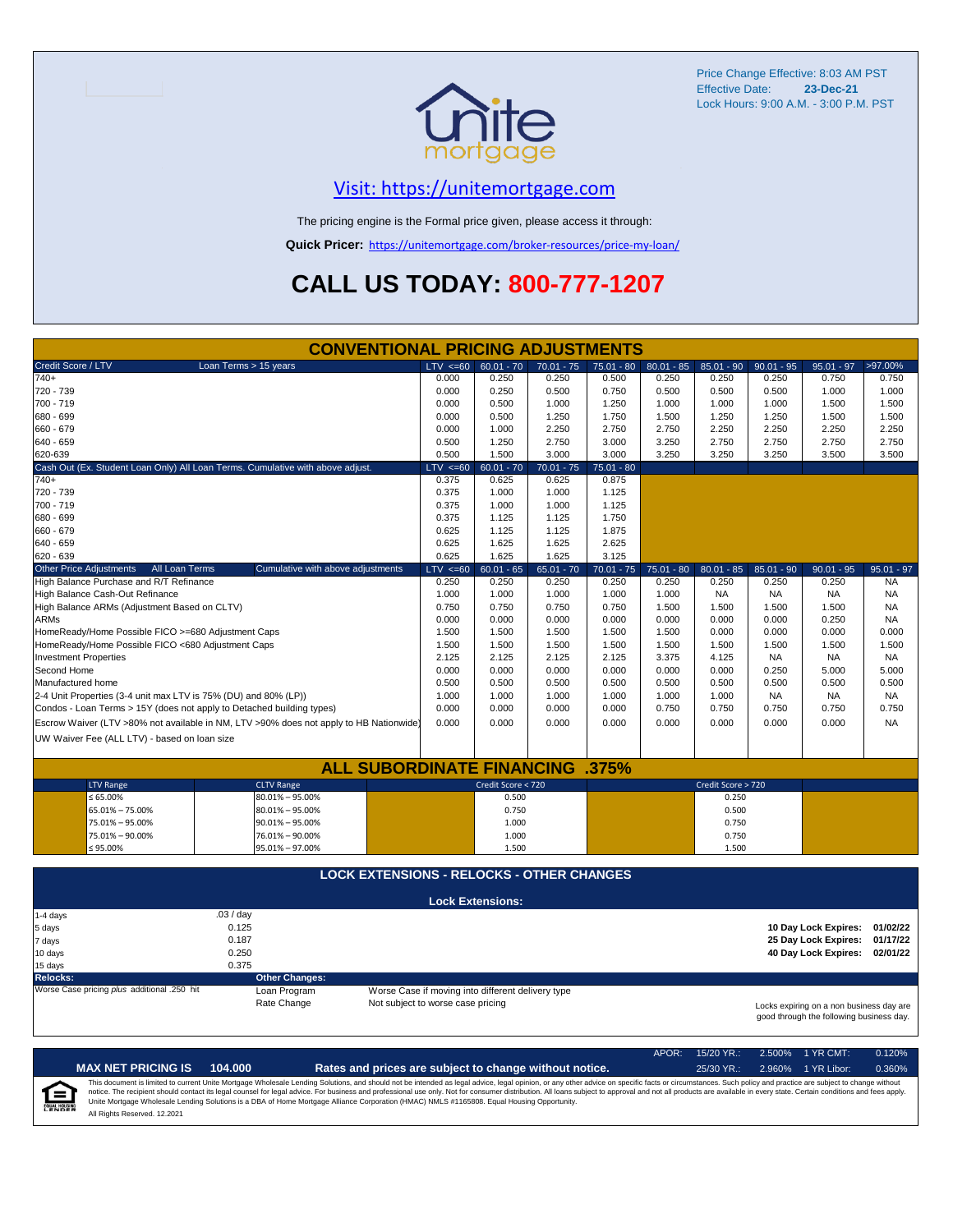Price Change Effective: 8:03 AM PST
Effective Date: **23-Dec-21**
Lock Hours: 9:00 A.M. - 3:00 P.M. PST

Visit: https://unitemortgage.com

The pricing engine is the Formal price given, please access it through:

**Quick Pricer:** https://unitemortgage.com/broker-resources/price-my-loan/

# CALL US TODAY: 800-777-1207

## CONVENTIONAL PRICING ADJUSTMENTS

| Credit Score / LTV — Loan Terms > 15 years | LTV <=60 | 60.01 - 70 | 70.01 - 75 | 75.01 - 80 | 80.01 - 85 | 85.01 - 90 | 90.01 - 95 | 95.01 - 97 | >97.00% |
|---|---|---|---|---|---|---|---|---|---|
| 740+ | 0.000 | 0.250 | 0.250 | 0.500 | 0.250 | 0.250 | 0.250 | 0.750 | 0.750 |
| 720 - 739 | 0.000 | 0.250 | 0.500 | 0.750 | 0.500 | 0.500 | 0.500 | 1.000 | 1.000 |
| 700 - 719 | 0.000 | 0.500 | 1.000 | 1.250 | 1.000 | 1.000 | 1.000 | 1.500 | 1.500 |
| 680 - 699 | 0.000 | 0.500 | 1.250 | 1.750 | 1.500 | 1.250 | 1.250 | 1.500 | 1.500 |
| 660 - 679 | 0.000 | 1.000 | 2.250 | 2.750 | 2.750 | 2.250 | 2.250 | 2.250 | 2.250 |
| 640 - 659 | 0.500 | 1.250 | 2.750 | 3.000 | 3.250 | 2.750 | 2.750 | 2.750 | 2.750 |
| 620-639 | 0.500 | 1.500 | 3.000 | 3.000 | 3.250 | 3.250 | 3.250 | 3.500 | 3.500 |

| Cash Out (Ex. Student Loan Only) All Loan Terms. Cumulative with above adjust. | LTV <=60 | 60.01 - 70 | 70.01 - 75 | 75.01 - 80 |
|---|---|---|---|---|
| 740+ | 0.375 | 0.625 | 0.625 | 0.875 |
| 720 - 739 | 0.375 | 1.000 | 1.000 | 1.125 |
| 700 - 719 | 0.375 | 1.000 | 1.000 | 1.125 |
| 680 - 699 | 0.375 | 1.125 | 1.125 | 1.750 |
| 660 - 679 | 0.625 | 1.125 | 1.125 | 1.875 |
| 640 - 659 | 0.625 | 1.625 | 1.625 | 2.625 |
| 620 - 639 | 0.625 | 1.625 | 1.625 | 3.125 |

| Other Price Adjustments — All Loan Terms — Cumulative with above adjustments | LTV <=60 | 60.01 - 65 | 65.01 - 70 | 70.01 - 75 | 75.01 - 80 | 80.01 - 85 | 85.01 - 90 | 90.01 - 95 | 95.01 - 97 |
|---|---|---|---|---|---|---|---|---|---|
| High Balance Purchase and R/T Refinance | 0.250 | 0.250 | 0.250 | 0.250 | 0.250 | 0.250 | 0.250 | 0.250 | NA |
| High Balance Cash-Out Refinance | 1.000 | 1.000 | 1.000 | 1.000 | 1.000 | NA | NA | NA | NA |
| High Balance ARMs (Adjustment Based on CLTV) | 0.750 | 0.750 | 0.750 | 0.750 | 1.500 | 1.500 | 1.500 | 1.500 | NA |
| ARMs | 0.000 | 0.000 | 0.000 | 0.000 | 0.000 | 0.000 | 0.000 | 0.250 | NA |
| HomeReady/Home Possible FICO >=680 Adjustment Caps | 1.500 | 1.500 | 1.500 | 1.500 | 1.500 | 0.000 | 0.000 | 0.000 | 0.000 |
| HomeReady/Home Possible FICO <680 Adjustment Caps | 1.500 | 1.500 | 1.500 | 1.500 | 1.500 | 1.500 | 1.500 | 1.500 | 1.500 |
| Investment Properties | 2.125 | 2.125 | 2.125 | 2.125 | 3.375 | 4.125 | NA | NA | NA |
| Second Home | 0.000 | 0.000 | 0.000 | 0.000 | 0.000 | 0.000 | 0.250 | 5.000 | 5.000 |
| Manufactured home | 0.500 | 0.500 | 0.500 | 0.500 | 0.500 | 0.500 | 0.500 | 0.500 | 0.500 |
| 2-4 Unit Properties (3-4 unit max LTV is 75% (DU) and 80% (LP)) | 1.000 | 1.000 | 1.000 | 1.000 | 1.000 | 1.000 | NA | NA | NA |
| Condos - Loan Terms > 15Y (does not apply to Detached building types) | 0.000 | 0.000 | 0.000 | 0.000 | 0.750 | 0.750 | 0.750 | 0.750 | 0.750 |
| Escrow Waiver (LTV >80% not available in NM, LTV >90% does not apply to HB Nationwide) | 0.000 | 0.000 | 0.000 | 0.000 | 0.000 | 0.000 | 0.000 | 0.000 | NA |
| UW Waiver Fee (ALL LTV) - based on loan size | | | | | | | | | |

## ALL SUBORDINATE FINANCING .375%

| LTV Range | CLTV Range | Credit Score < 720 | Credit Score > 720 |
|---|---|---|---|
| ≤ 65.00% | 80.01% – 95.00% | 0.500 | 0.250 |
| 65.01% – 75.00% | 80.01% – 95.00% | 0.750 | 0.500 |
| 75.01% – 95.00% | 90.01% – 95.00% | 1.000 | 0.750 |
| 75.01% – 90.00% | 76.01% – 90.00% | 1.000 | 0.750 |
| ≤ 95.00% | 95.01% – 97.00% | 1.500 | 1.500 |

## LOCK EXTENSIONS - RELOCKS - OTHER CHANGES

### Lock Extensions:

| | |
|---|---|
| 1-4 days | .03 / day |
| 5 days | 0.125 |
| 7 days | 0.187 |
| 10 days | 0.250 |
| 15 days | 0.375 |

| | |
|---|---|
| 10 Day Lock Expires: | 01/02/22 |
| 25 Day Lock Expires: | 01/17/22 |
| 40 Day Lock Expires: | 02/01/22 |

**Relocks:**
Worse Case pricing *plus* additional .250 hit

**Other Changes:**

| | |
|---|---|
| Loan Program | Worse Case if moving into different delivery type |
| Rate Change | Not subject to worse case pricing |

Locks expiring on a non business day are good through the following business day.

| APOR: | 15/20 YR.: | 2.500% | 1 YR CMT: | 0.120% |
|---|---|---|---|---|
| | 25/30 YR.: | 2.960% | 1 YR Libor: | 0.360% |

**MAX NET PRICING IS 104.000** — **Rates and prices are subject to change without notice.**

This document is limited to current Unite Mortgage Wholesale Lending Solutions, and should not be intended as legal advice, legal opinion, or any other advice on specific facts or circumstances. Such policy and practice are subject to change without notice. The recipient should contact its legal counsel for legal advice. For business and professional use only. Not for consumer distribution. All loans subject to approval and not all products are available in every state. Certain conditions and fees apply. Unite Mortgage Wholesale Lending Solutions is a DBA of Home Mortgage Alliance Corporation (HMAC) NMLS #1165808. Equal Housing Opportunity.
All Rights Reserved. 12.2021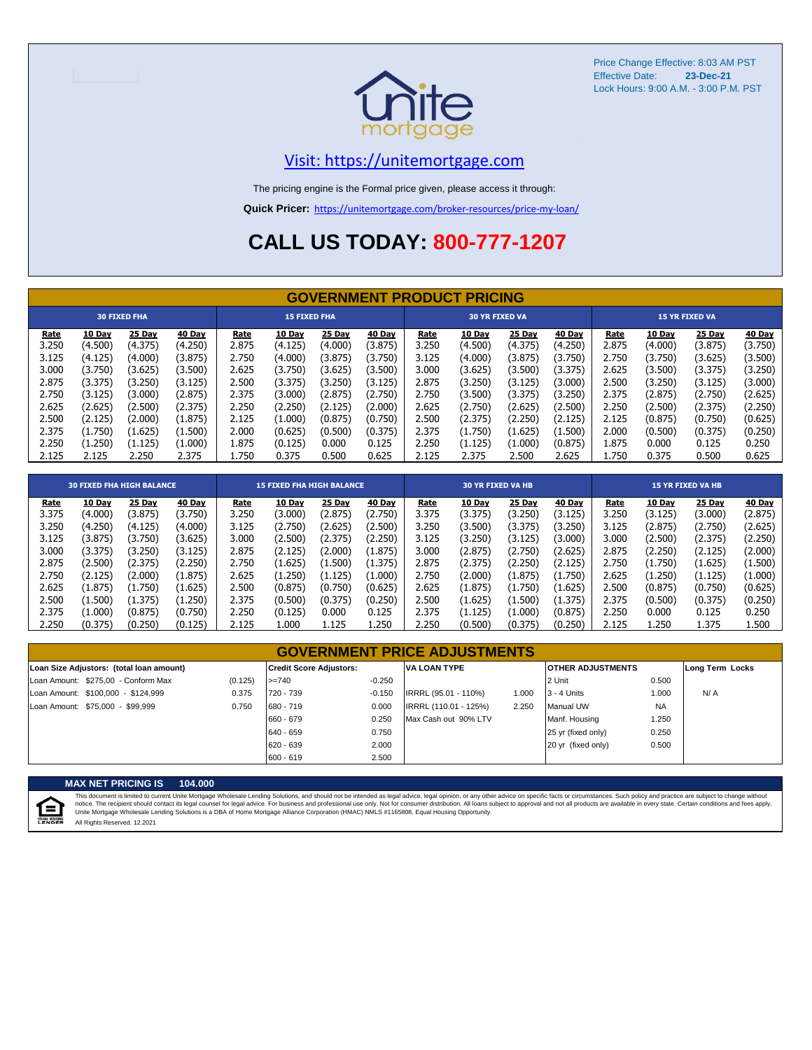Price Change Effective: 8:03 AM PST
Effective Date: **23-Dec-21**
Lock Hours: 9:00 A.M. - 3:00 P.M. PST

unite mortgage

Visit: https://unitemortgage.com

The pricing engine is the Formal price given, please access it through:

**Quick Pricer:** https://unitemortgage.com/broker-resources/price-my-loan/

# CALL US TODAY: 800-777-1207

## GOVERNMENT PRODUCT PRICING

| 30 FIXED FHA | | | | 15 FIXED FHA | | | | 30 YR FIXED VA | | | | 15 YR FIXED VA | | | |
|---|---|---|---|---|---|---|---|---|---|---|---|---|---|---|---|
| Rate | 10 Day | 25 Day | 40 Day | Rate | 10 Day | 25 Day | 40 Day | Rate | 10 Day | 25 Day | 40 Day | Rate | 10 Day | 25 Day | 40 Day |
| 3.250 | (4.500) | (4.375) | (4.250) | 2.875 | (4.125) | (4.000) | (3.875) | 3.250 | (4.500) | (4.375) | (4.250) | 2.875 | (4.000) | (3.875) | (3.750) |
| 3.125 | (4.125) | (4.000) | (3.875) | 2.750 | (4.000) | (3.875) | (3.750) | 3.125 | (4.000) | (3.875) | (3.750) | 2.750 | (3.750) | (3.625) | (3.500) |
| 3.000 | (3.750) | (3.625) | (3.500) | 2.625 | (3.750) | (3.625) | (3.500) | 3.000 | (3.625) | (3.500) | (3.375) | 2.625 | (3.500) | (3.375) | (3.250) |
| 2.875 | (3.375) | (3.250) | (3.125) | 2.500 | (3.375) | (3.250) | (3.125) | 2.875 | (3.250) | (3.125) | (3.000) | 2.500 | (3.250) | (3.125) | (3.000) |
| 2.750 | (3.125) | (3.000) | (2.875) | 2.375 | (3.000) | (2.875) | (2.750) | 2.750 | (3.500) | (3.375) | (3.250) | 2.375 | (2.875) | (2.750) | (2.625) |
| 2.625 | (2.625) | (2.500) | (2.375) | 2.250 | (2.250) | (2.125) | (2.000) | 2.625 | (2.750) | (2.625) | (2.500) | 2.250 | (2.500) | (2.375) | (2.250) |
| 2.500 | (2.125) | (2.000) | (1.875) | 2.125 | (1.000) | (0.875) | (0.750) | 2.500 | (2.375) | (2.250) | (2.125) | 2.125 | (0.875) | (0.750) | (0.625) |
| 2.375 | (1.750) | (1.625) | (1.500) | 2.000 | (0.625) | (0.500) | (0.375) | 2.375 | (1.750) | (1.625) | (1.500) | 2.000 | (0.500) | (0.375) | (0.250) |
| 2.250 | (1.250) | (1.125) | (1.000) | 1.875 | (0.125) | 0.000 | 0.125 | 2.250 | (1.125) | (1.000) | (0.875) | 1.875 | 0.000 | 0.125 | 0.250 |
| 2.125 | 2.125 | 2.250 | 2.375 | 1.750 | 0.375 | 0.500 | 0.625 | 2.125 | 2.375 | 2.500 | 2.625 | 1.750 | 0.375 | 0.500 | 0.625 |

| 30 FIXED FHA HIGH BALANCE | | | | 15 FIXED FHA HIGH BALANCE | | | | 30 YR FIXED VA HB | | | | 15 YR FIXED VA HB | | | |
|---|---|---|---|---|---|---|---|---|---|---|---|---|---|---|---|
| Rate | 10 Day | 25 Day | 40 Day | Rate | 10 Day | 25 Day | 40 Day | Rate | 10 Day | 25 Day | 40 Day | Rate | 10 Day | 25 Day | 40 Day |
| 3.375 | (4.000) | (3.875) | (3.750) | 3.250 | (3.000) | (2.875) | (2.750) | 3.375 | (3.375) | (3.250) | (3.125) | 3.250 | (3.125) | (3.000) | (2.875) |
| 3.250 | (4.250) | (4.125) | (4.000) | 3.125 | (2.750) | (2.625) | (2.500) | 3.250 | (3.500) | (3.375) | (3.250) | 3.125 | (2.875) | (2.750) | (2.625) |
| 3.125 | (3.875) | (3.750) | (3.625) | 3.000 | (2.500) | (2.375) | (2.250) | 3.125 | (3.250) | (3.125) | (3.000) | 3.000 | (2.500) | (2.375) | (2.250) |
| 3.000 | (3.375) | (3.250) | (3.125) | 2.875 | (2.125) | (2.000) | (1.875) | 3.000 | (2.875) | (2.750) | (2.625) | 2.875 | (2.250) | (2.125) | (2.000) |
| 2.875 | (2.500) | (2.375) | (2.250) | 2.750 | (1.625) | (1.500) | (1.375) | 2.875 | (2.375) | (2.250) | (2.125) | 2.750 | (1.750) | (1.625) | (1.500) |
| 2.750 | (2.125) | (2.000) | (1.875) | 2.625 | (1.250) | (1.125) | (1.000) | 2.750 | (2.000) | (1.875) | (1.750) | 2.625 | (1.250) | (1.125) | (1.000) |
| 2.625 | (1.875) | (1.750) | (1.625) | 2.500 | (0.875) | (0.750) | (0.625) | 2.625 | (1.875) | (1.750) | (1.625) | 2.500 | (0.875) | (0.750) | (0.625) |
| 2.500 | (1.500) | (1.375) | (1.250) | 2.375 | (0.500) | (0.375) | (0.250) | 2.500 | (1.625) | (1.500) | (1.375) | 2.375 | (0.500) | (0.375) | (0.250) |
| 2.375 | (1.000) | (0.875) | (0.750) | 2.250 | (0.125) | 0.000 | 0.125 | 2.375 | (1.125) | (1.000) | (0.875) | 2.250 | 0.000 | 0.125 | 0.250 |
| 2.250 | (0.375) | (0.250) | (0.125) | 2.125 | 1.000 | 1.125 | 1.250 | 2.250 | (0.500) | (0.375) | (0.250) | 2.125 | 1.250 | 1.375 | 1.500 |

## GOVERNMENT PRICE ADJUSTMENTS

| Loan Size Adjustors: (total loan amount) | | Credit Score Adjustors: | | VA LOAN TYPE | | OTHER ADJUSTMENTS | | Long Term Locks |
|---|---|---|---|---|---|---|---|---|
| Loan Amount: $275,00 - Conform Max | (0.125) | >=740 | -0.250 | | | 2 Unit | 0.500 | |
| Loan Amount: $100,000 - $124,999 | 0.375 | 720 - 739 | -0.150 | IRRRL (95.01 - 110%) | 1.000 | 3 - 4 Units | 1.000 | N/ A |
| Loan Amount: $75,000 - $99,999 | 0.750 | 680 - 719 | 0.000 | IRRRL (110.01 - 125%) | 2.250 | Manual UW | NA | |
| | | 660 - 679 | 0.250 | Max Cash out 90% LTV | | Manf. Housing | 1.250 | |
| | | 640 - 659 | 0.750 | | | 25 yr (fixed only) | 0.250 | |
| | | 620 - 639 | 2.000 | | | 20 yr (fixed only) | 0.500 | |
| | | 600 - 619 | 2.500 | | | | | |

**MAX NET PRICING IS 104.000**

This document is limited to current Unite Mortgage Wholesale Lending Solutions, and should not be intended as legal advice, legal opinion, or any other advice on specific facts or circumstances. Such policy and practice are subject to change without notice. The recipient should contact its legal counsel for legal advice. For business and professional use only. Not for consumer distribution. All loans subject to approval and not all products are available in every state. Certain conditions and fees apply. Unite Mortgage Wholesale Lending Solutions is a DBA of Home Mortgage Alliance Corporation (HMAC) NMLS #1165808. Equal Housing Opportunity.

All Rights Reserved. 12.2021